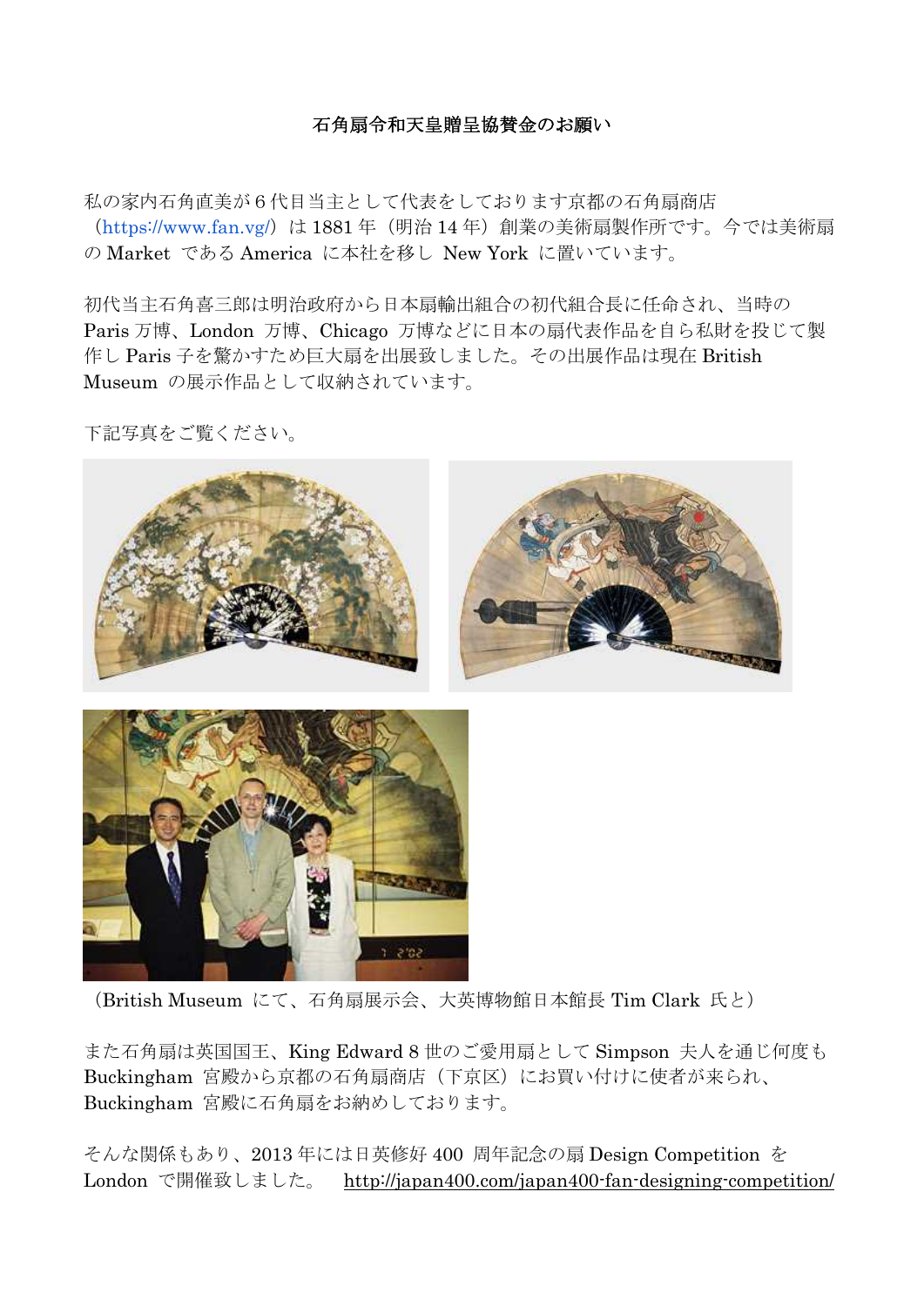**石角扇令和天皇贈呈協賛金のお願い**

私の家内石角直美が 6 代目当主として代表をしております京都の石角扇商店（https://www.fan.vg/）は 1881 年（明治 14 年）創業の美術扇製作所です。今では美術扇の Market である America に本社を移し New York に置いています。

初代当主石角喜三郎は明治政府から日本扇輸出組合の初代組合長に任命され、当時の Paris 万博、London 万博、Chicago 万博などに日本の扇代表作品を自ら私財を投じて製作し Paris 子を驚かすため巨大扇を出展致しました。その出展作品は現在 British Museum の展示作品として収納されています。

下記写真をご覧ください。

（British Museum にて、石角扇展示会、大英博物館日本館長 Tim Clark 氏と）

また石角扇は英国国王、King Edward 8 世のご愛用扇として Simpson 夫人を通じ何度も Buckingham 宮殿から京都の石角扇商店（下京区）にお買い付けに使者が来られ、Buckingham 宮殿に石角扇をお納めしております。

そんな関係もあり、2013 年には日英修好 400 周年記念の扇 Design Competition を London で開催致しました。 http://japan400.com/japan400-fan-designing-competition/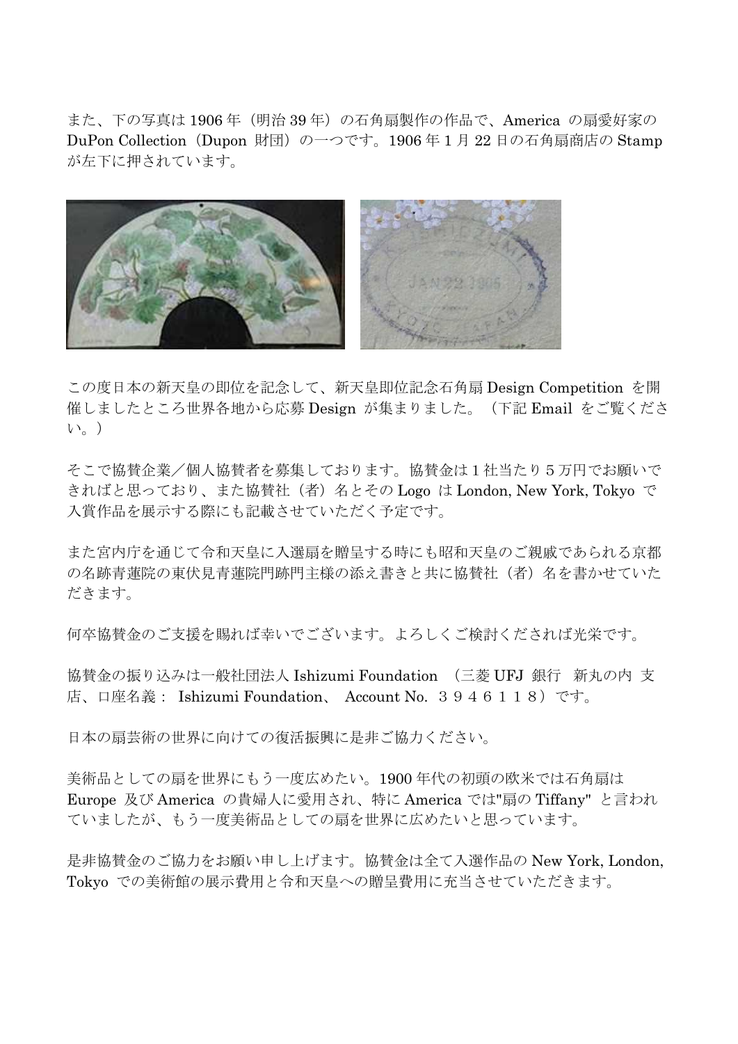また、下の写真は 1906 年（明治 39 年）の石角扇製作の作品で、America の扇愛好家の DuPon Collection（Dupon 財団）の一つです。1906 年 1 月 22 日の石角扇商店の Stamp が左下に押されています。

この度日本の新天皇の即位を記念して、新天皇即位記念石角扇 Design Competition を開催しましたところ世界各地から応募 Design が集まりました。（下記 Email をご覧ください。）

そこで協賛企業／個人協賛者を募集しております。協賛金は 1 社当たり５万円でお願いできればと思っており、また協賛社（者）名とその Logo は London, New York, Tokyo で入賞作品を展示する際にも記載させていただく予定です。

また宮内庁を通じて令和天皇に入選扇を贈呈する時にも昭和天皇のご親戚であられる京都の名跡青蓮院の東伏見青蓮院門跡門主様の添え書きと共に協賛社（者）名を書かせていただきます。

何卒協賛金のご支援を賜れば幸いでございます。よろしくご検討くだされば光栄です。

協賛金の振り込みは一般社団法人 Ishizumi Foundation （三菱 UFJ 銀行　新丸の内 支店、口座名義： Ishizumi Foundation、 Account No. ３９４６１１８）です。

日本の扇芸術の世界に向けての復活振興に是非ご協力ください。

美術品としての扇を世界にもう一度広めたい。1900 年代の初頭の欧米では石角扇は Europe 及び America の貴婦人に愛用され、特に America では"扇の Tiffany" と言われていましたが、もう一度美術品としての扇を世界に広めたいと思っています。

是非協賛金のご協力をお願い申し上げます。協賛金は全て入選作品の New York, London, Tokyo での美術館の展示費用と令和天皇への贈呈費用に充当させていただきます。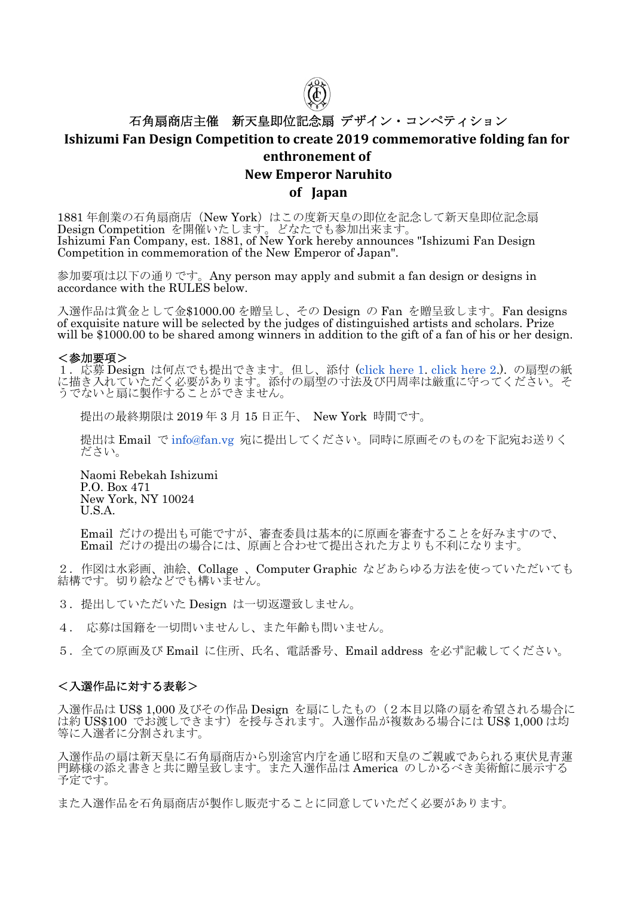# 石角扇商店主催　新天皇即位記念扇 デザイン・コンペティション

## Ishizumi Fan Design Competition to create 2019 commemorative folding fan for enthronement of New Emperor Naruhito of Japan

1881 年創業の石角扇商店（New York）はこの度新天皇の即位を記念して新天皇即位記念扇 Design Competition を開催いたします。どなたでも参加出来ます。
Ishizumi Fan Company, est. 1881, of New York hereby announces "Ishizumi Fan Design Competition in commemoration of the New Emperor of Japan".

参加要項は以下の通りです。Any person may apply and submit a fan design or designs in accordance with the RULES below.

入選作品は賞金として金$1000.00 を贈呈し、その Design の Fan を贈呈致します。Fan designs of exquisite nature will be selected by the judges of distinguished artists and scholars. Prize will be $1000.00 to be shared among winners in addition to the gift of a fan of his or her design.

**＜参加要項＞**

１．応募 Design は何点でも提出できます。但し、添付（click here 1. click here 2.）．の扇型の紙に描き入れていただく必要があります。添付の扇型の寸法及び円周率は厳重に守ってください。そうでないと扇に製作することができません。

提出の最終期限は 2019 年 3 月 15 日正午、 New York 時間です。

提出は Email で info@fan.vg 宛に提出してください。同時に原画そのものを下記宛お送りください。

Naomi Rebekah Ishizumi
P.O. Box 471
New York, NY 10024
U.S.A.

Email だけの提出も可能ですが、審査委員は基本的に原画を審査することを好みますので、Email だけの提出の場合には、原画と合わせて提出された方よりも不利になります。

２．作図は水彩画、油絵、Collage 、Computer Graphic などあらゆる方法を使っていただいても結構です。切り絵などでも構いません。

３．提出していただいた Design は一切返還致しません。

４． 応募は国籍を一切問いませんし、また年齢も問いません。

５．全ての原画及び Email に住所、氏名、電話番号、Email address を必ず記載してください。

**＜入選作品に対する表彰＞**

入選作品は US$ 1,000 及びその作品 Design を扇にしたもの（２本目以降の扇を希望される場合には約 US$100 でお渡しできます）を授与されます。入選作品が複数ある場合には US$ 1,000 は均等に入選者に分割されます。

入選作品の扇は新天皇に石角扇商店から別途宮内庁を通じ昭和天皇のご親戚であられる東伏見青蓮門跡様の添え書きと共に贈呈致します。また入選作品は America のしかるべき美術館に展示する予定です。

また入選作品を石角扇商店が製作し販売することに同意していただく必要があります。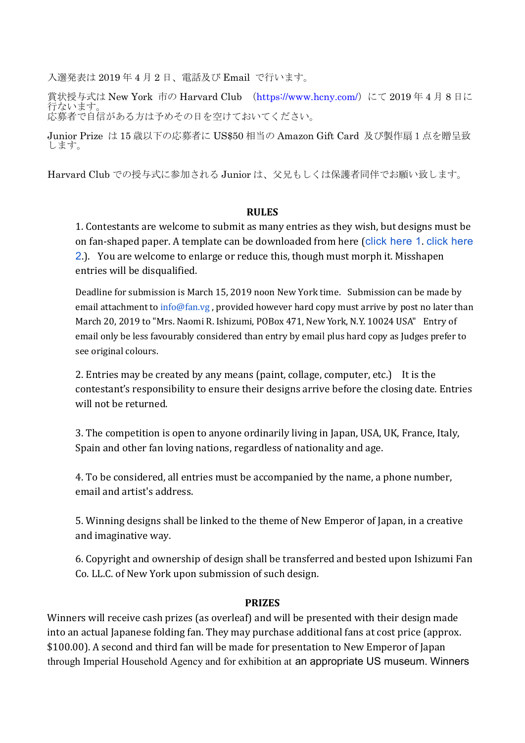入選発表は 2019 年 4 月 2 日、電話及び Email で行います。

賞状授与式は New York 市の Harvard Club （https://www.hcny.com/）にて 2019 年 4 月 8 日に行ないます。
応募者で自信がある方は予めその日を空けておいてください。

Junior Prize は 15 歳以下の応募者に US$50 相当の Amazon Gift Card 及び製作扇 1 点を贈呈致します。

Harvard Club での授与式に参加される Junior は、父兄もしくは保護者同伴でお願い致します。

## RULES

1. Contestants are welcome to submit as many entries as they wish, but designs must be on fan-shaped paper. A template can be downloaded from here (click here 1. click here 2.). You are welcome to enlarge or reduce this, though must morph it. Misshapen entries will be disqualified.

   Deadline for submission is March 15, 2019 noon New York time. Submission can be made by email attachment to info@fan.vg , provided however hard copy must arrive by post no later than March 20, 2019 to "Mrs. Naomi R. Ishizumi, POBox 471, New York, N.Y. 10024 USA" Entry of email only be less favourably considered than entry by email plus hard copy as Judges prefer to see original colours.

2. Entries may be created by any means (paint, collage, computer, etc.) It is the contestant's responsibility to ensure their designs arrive before the closing date. Entries will not be returned.

3. The competition is open to anyone ordinarily living in Japan, USA, UK, France, Italy, Spain and other fan loving nations, regardless of nationality and age.

4. To be considered, all entries must be accompanied by the name, a phone number, email and artist's address.

5. Winning designs shall be linked to the theme of New Emperor of Japan, in a creative and imaginative way.

6. Copyright and ownership of design shall be transferred and bested upon Ishizumi Fan Co. LL.C. of New York upon submission of such design.

## PRIZES

Winners will receive cash prizes (as overleaf) and will be presented with their design made into an actual Japanese folding fan. They may purchase additional fans at cost price (approx. $100.00). A second and third fan will be made for presentation to New Emperor of Japan through Imperial Household Agency and for exhibition at an appropriate US museum. Winners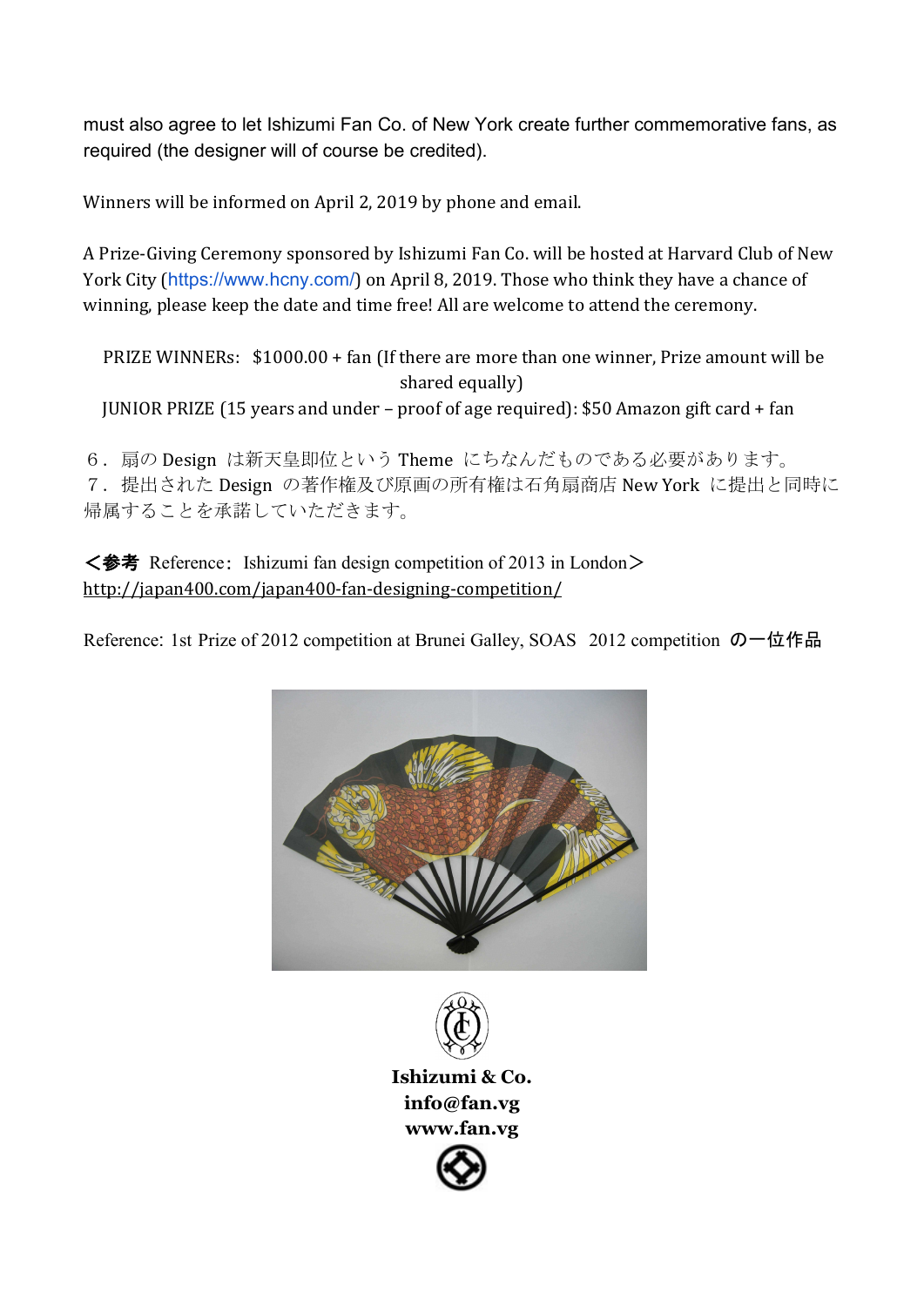must also agree to let Ishizumi Fan Co. of New York create further commemorative fans, as required (the designer will of course be credited).

Winners will be informed on April 2, 2019 by phone and email.

A Prize-Giving Ceremony sponsored by Ishizumi Fan Co. will be hosted at Harvard Club of New York City (https://www.hcny.com/) on April 8, 2019. Those who think they have a chance of winning, please keep the date and time free! All are welcome to attend the ceremony.

PRIZE WINNERs: $1000.00 + fan (If there are more than one winner, Prize amount will be shared equally)

JUNIOR PRIZE (15 years and under – proof of age required): $50 Amazon gift card + fan

６．扇の Design は新天皇即位という Theme にちなんだものである必要があります。
７．提出された Design の著作権及び原画の所有権は石角扇商店 New York に提出と同時に帰属することを承諾していただきます。

**＜参考** Reference：Ishizumi fan design competition of 2013 in London＞
http://japan400.com/japan400-fan-designing-competition/

Reference: 1st Prize of 2012 competition at Brunei Galley, SOAS 2012 competition **の一位作品**

**Ishizumi & Co.**
**info@fan.vg**
**www.fan.vg**